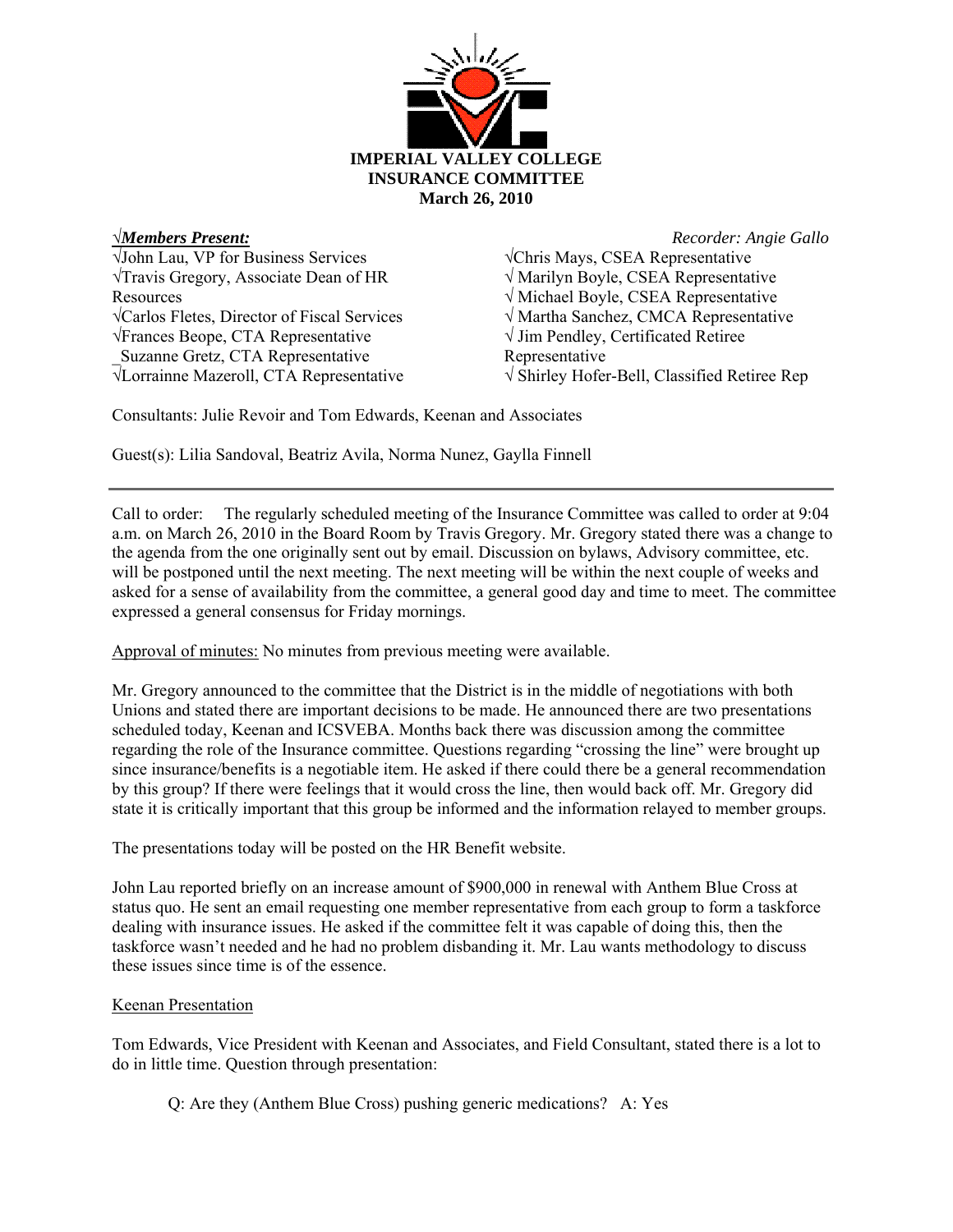**IMPERIAL VALLEY COLLEGE**
**INSURANCE COMMITTEE**
**March 26, 2010**

√***Members Present:*** *Recorder: Angie Gallo*

√John Lau, VP for Business Services
√Travis Gregory, Associate Dean of HR Resources
√Carlos Fletes, Director of Fiscal Services
√Frances Beope, CTA Representative
_Suzanne Gretz, CTA Representative
√Lorrainne Mazeroll, CTA Representative
√Chris Mays, CSEA Representative
√ Marilyn Boyle, CSEA Representative
√ Michael Boyle, CSEA Representative
√ Martha Sanchez, CMCA Representative
√ Jim Pendley, Certificated Retiree Representative
√ Shirley Hofer-Bell, Classified Retiree Rep

Consultants: Julie Revoir and Tom Edwards, Keenan and Associates

Guest(s): Lilia Sandoval, Beatriz Avila, Norma Nunez, Gaylla Finnell

---

Call to order: The regularly scheduled meeting of the Insurance Committee was called to order at 9:04 a.m. on March 26, 2010 in the Board Room by Travis Gregory. Mr. Gregory stated there was a change to the agenda from the one originally sent out by email. Discussion on bylaws, Advisory committee, etc. will be postponed until the next meeting. The next meeting will be within the next couple of weeks and asked for a sense of availability from the committee, a general good day and time to meet. The committee expressed a general consensus for Friday mornings.

Approval of minutes: No minutes from previous meeting were available.

Mr. Gregory announced to the committee that the District is in the middle of negotiations with both Unions and stated there are important decisions to be made. He announced there are two presentations scheduled today, Keenan and ICSVEBA. Months back there was discussion among the committee regarding the role of the Insurance committee. Questions regarding "crossing the line" were brought up since insurance/benefits is a negotiable item. He asked if there could there be a general recommendation by this group? If there were feelings that it would cross the line, then would back off. Mr. Gregory did state it is critically important that this group be informed and the information relayed to member groups.

The presentations today will be posted on the HR Benefit website.

John Lau reported briefly on an increase amount of $900,000 in renewal with Anthem Blue Cross at status quo. He sent an email requesting one member representative from each group to form a taskforce dealing with insurance issues. He asked if the committee felt it was capable of doing this, then the taskforce wasn't needed and he had no problem disbanding it. Mr. Lau wants methodology to discuss these issues since time is of the essence.

Keenan Presentation

Tom Edwards, Vice President with Keenan and Associates, and Field Consultant, stated there is a lot to do in little time. Question through presentation:

Q: Are they (Anthem Blue Cross) pushing generic medications? A: Yes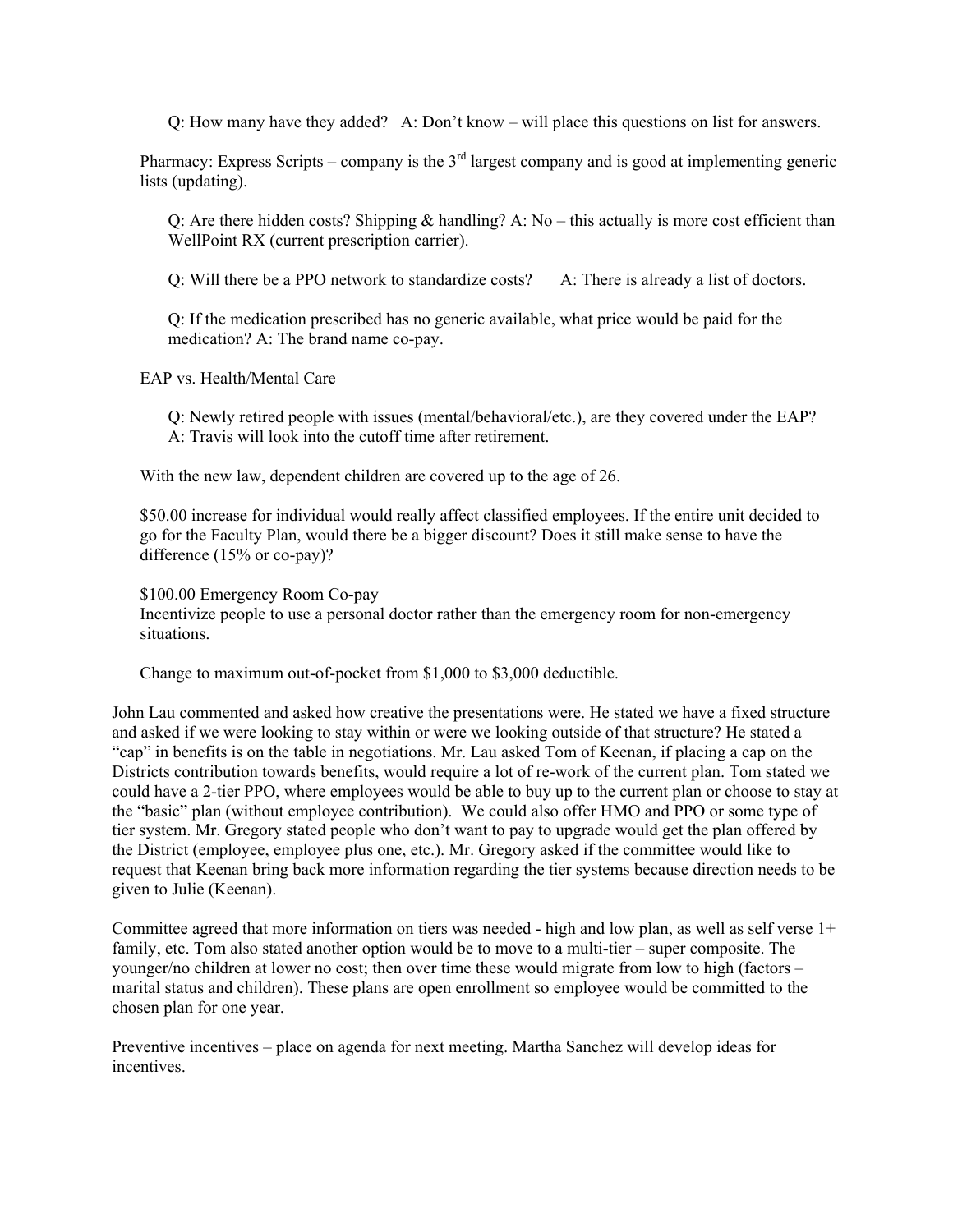Q: How many have they added? A: Don't know – will place this questions on list for answers.

Pharmacy: Express Scripts – company is the 3rd largest company and is good at implementing generic lists (updating).

Q: Are there hidden costs? Shipping & handling? A: No – this actually is more cost efficient than WellPoint RX (current prescription carrier).

Q: Will there be a PPO network to standardize costs? A: There is already a list of doctors.

Q: If the medication prescribed has no generic available, what price would be paid for the medication? A: The brand name co-pay.

EAP vs. Health/Mental Care

Q: Newly retired people with issues (mental/behavioral/etc.), are they covered under the EAP? A: Travis will look into the cutoff time after retirement.

With the new law, dependent children are covered up to the age of 26.

$50.00 increase for individual would really affect classified employees. If the entire unit decided to go for the Faculty Plan, would there be a bigger discount? Does it still make sense to have the difference (15% or co-pay)?

$100.00 Emergency Room Co-pay
Incentivize people to use a personal doctor rather than the emergency room for non-emergency situations.

Change to maximum out-of-pocket from $1,000 to $3,000 deductible.

John Lau commented and asked how creative the presentations were. He stated we have a fixed structure and asked if we were looking to stay within or were we looking outside of that structure? He stated a "cap" in benefits is on the table in negotiations. Mr. Lau asked Tom of Keenan, if placing a cap on the Districts contribution towards benefits, would require a lot of re-work of the current plan. Tom stated we could have a 2-tier PPO, where employees would be able to buy up to the current plan or choose to stay at the "basic" plan (without employee contribution). We could also offer HMO and PPO or some type of tier system. Mr. Gregory stated people who don't want to pay to upgrade would get the plan offered by the District (employee, employee plus one, etc.). Mr. Gregory asked if the committee would like to request that Keenan bring back more information regarding the tier systems because direction needs to be given to Julie (Keenan).

Committee agreed that more information on tiers was needed - high and low plan, as well as self verse 1+ family, etc. Tom also stated another option would be to move to a multi-tier – super composite. The younger/no children at lower no cost; then over time these would migrate from low to high (factors – marital status and children). These plans are open enrollment so employee would be committed to the chosen plan for one year.

Preventive incentives – place on agenda for next meeting. Martha Sanchez will develop ideas for incentives.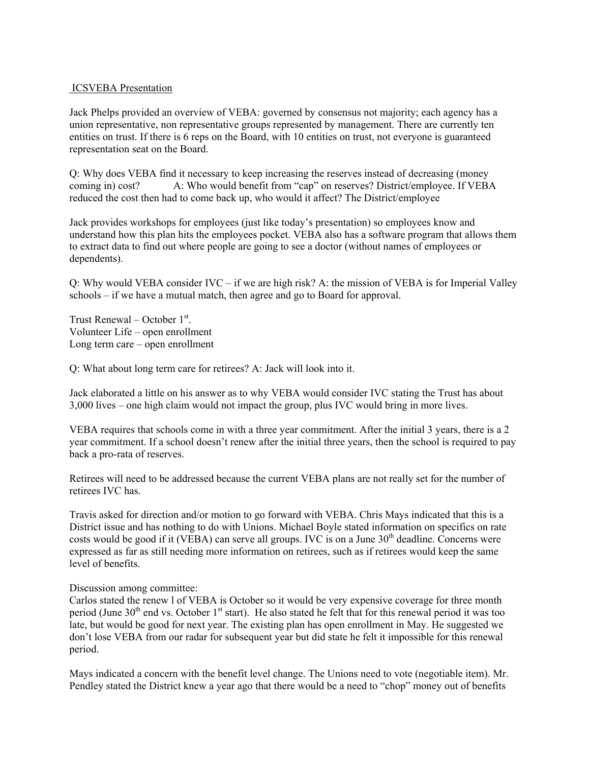ICSVEBA Presentation

Jack Phelps provided an overview of VEBA: governed by consensus not majority; each agency has a union representative, non representative groups represented by management. There are currently ten entities on trust. If there is 6 reps on the Board, with 10 entities on trust, not everyone is guaranteed representation seat on the Board.

Q: Why does VEBA find it necessary to keep increasing the reserves instead of decreasing (money coming in) cost? A: Who would benefit from "cap" on reserves? District/employee. If VEBA reduced the cost then had to come back up, who would it affect? The District/employee

Jack provides workshops for employees (just like today's presentation) so employees know and understand how this plan hits the employees pocket. VEBA also has a software program that allows them to extract data to find out where people are going to see a doctor (without names of employees or dependents).

Q: Why would VEBA consider IVC – if we are high risk? A: the mission of VEBA is for Imperial Valley schools – if we have a mutual match, then agree and go to Board for approval.

Trust Renewal – October 1st.
Volunteer Life – open enrollment
Long term care – open enrollment

Q: What about long term care for retirees? A: Jack will look into it.

Jack elaborated a little on his answer as to why VEBA would consider IVC stating the Trust has about 3,000 lives – one high claim would not impact the group, plus IVC would bring in more lives.

VEBA requires that schools come in with a three year commitment. After the initial 3 years, there is a 2 year commitment. If a school doesn't renew after the initial three years, then the school is required to pay back a pro-rata of reserves.

Retirees will need to be addressed because the current VEBA plans are not really set for the number of retirees IVC has.

Travis asked for direction and/or motion to go forward with VEBA. Chris Mays indicated that this is a District issue and has nothing to do with Unions. Michael Boyle stated information on specifics on rate costs would be good if it (VEBA) can serve all groups. IVC is on a June 30th deadline. Concerns were expressed as far as still needing more information on retirees, such as if retirees would keep the same level of benefits.

Discussion among committee:
Carlos stated the renew l of VEBA is October so it would be very expensive coverage for three month period (June 30th end vs. October 1st start). He also stated he felt that for this renewal period it was too late, but would be good for next year. The existing plan has open enrollment in May. He suggested we don't lose VEBA from our radar for subsequent year but did state he felt it impossible for this renewal period.

Mays indicated a concern with the benefit level change. The Unions need to vote (negotiable item). Mr. Pendley stated the District knew a year ago that there would be a need to "chop" money out of benefits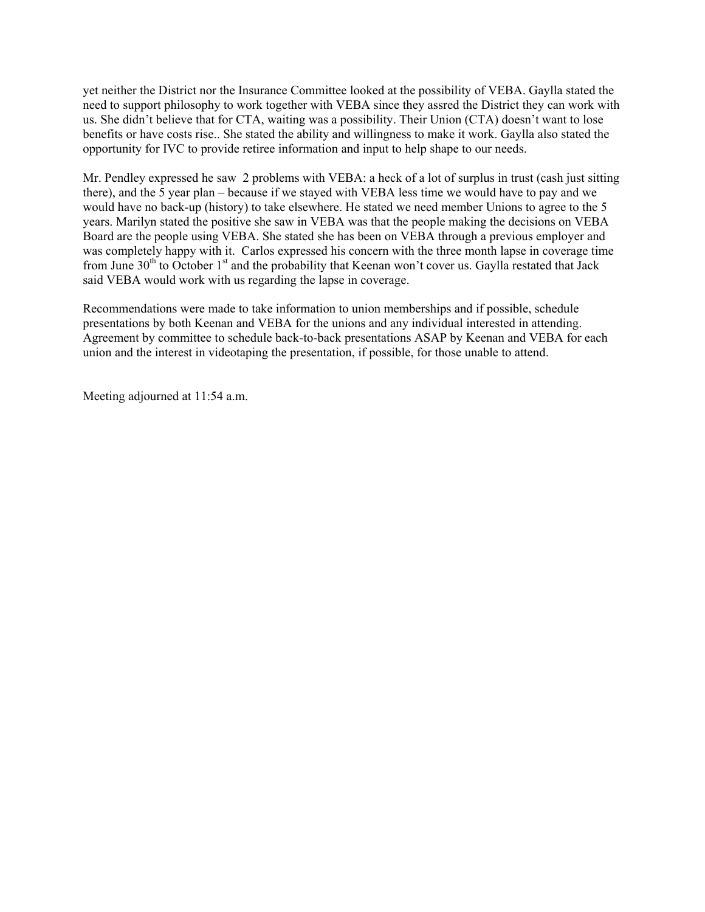yet neither the District nor the Insurance Committee looked at the possibility of VEBA. Gaylla stated the need to support philosophy to work together with VEBA since they assred the District they can work with us. She didn't believe that for CTA, waiting was a possibility. Their Union (CTA) doesn't want to lose benefits or have costs rise.. She stated the ability and willingness to make it work. Gaylla also stated the opportunity for IVC to provide retiree information and input to help shape to our needs.

Mr. Pendley expressed he saw 2 problems with VEBA: a heck of a lot of surplus in trust (cash just sitting there), and the 5 year plan – because if we stayed with VEBA less time we would have to pay and we would have no back-up (history) to take elsewhere. He stated we need member Unions to agree to the 5 years. Marilyn stated the positive she saw in VEBA was that the people making the decisions on VEBA Board are the people using VEBA. She stated she has been on VEBA through a previous employer and was completely happy with it. Carlos expressed his concern with the three month lapse in coverage time from June 30th to October 1st and the probability that Keenan won't cover us. Gaylla restated that Jack said VEBA would work with us regarding the lapse in coverage.

Recommendations were made to take information to union memberships and if possible, schedule presentations by both Keenan and VEBA for the unions and any individual interested in attending. Agreement by committee to schedule back-to-back presentations ASAP by Keenan and VEBA for each union and the interest in videotaping the presentation, if possible, for those unable to attend.

Meeting adjourned at 11:54 a.m.